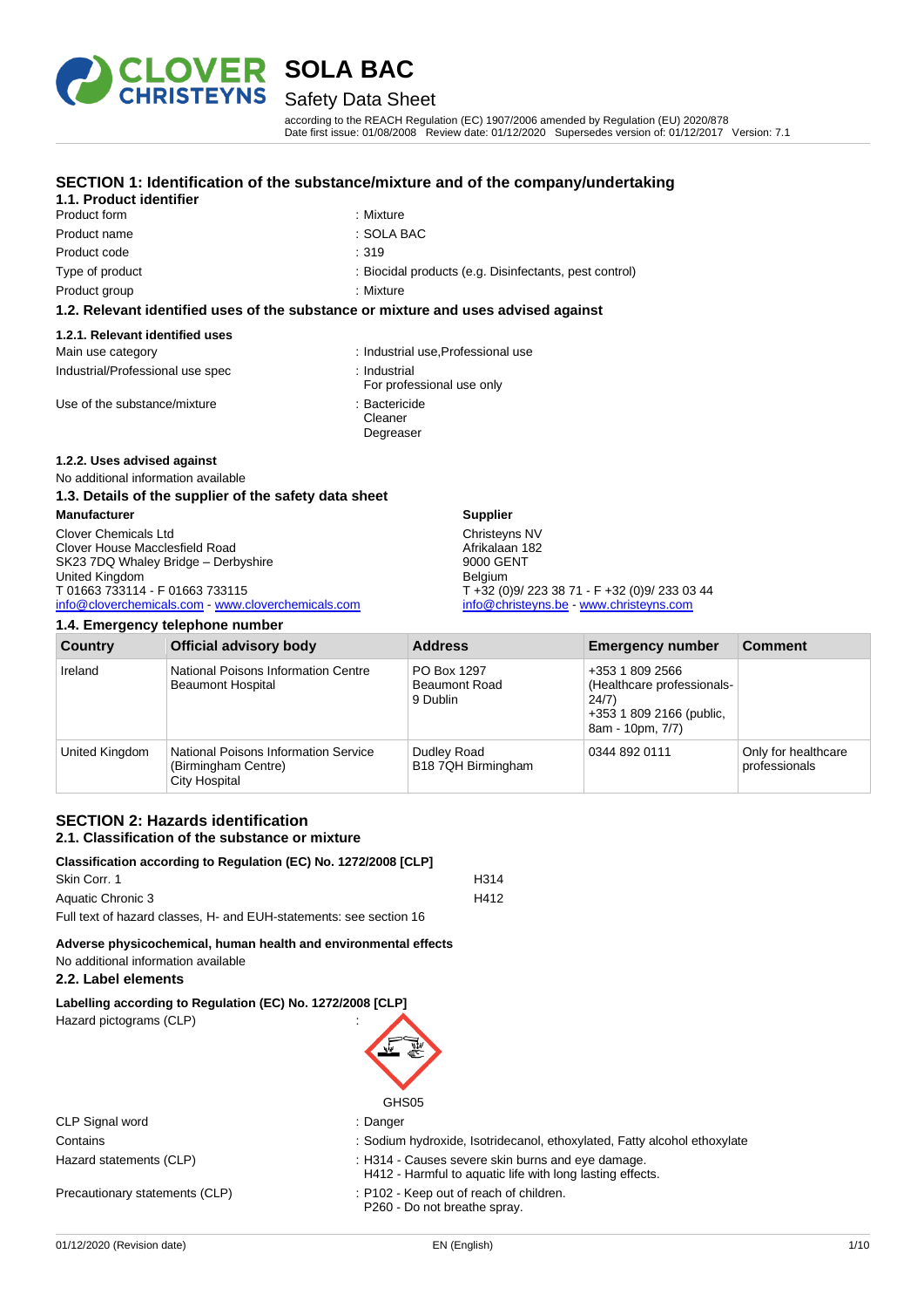# SOLA BAC

## Safety Data Sheet

according to the REACH Regulation (EC) 1907/2006 amended by Regulation (EU) 2020/878
Date first issue: 01/08/2008 Review date: 01/12/2020 Supersedes version of: 01/12/2017 Version: 7.1

## SECTION 1: Identification of the substance/mixture and of the company/undertaking

### 1.1. Product identifier

Product form : Mixture
Product name : SOLA BAC
Product code : 319
Type of product : Biocidal products (e.g. Disinfectants, pest control)
Product group : Mixture

### 1.2. Relevant identified uses of the substance or mixture and uses advised against

#### 1.2.1. Relevant identified uses

Main use category : Industrial use,Professional use
Industrial/Professional use spec : Industrial
For professional use only
Use of the substance/mixture : Bactericide
Cleaner
Degreaser

#### 1.2.2. Uses advised against

No additional information available

### 1.3. Details of the supplier of the safety data sheet

**Manufacturer**
Clover Chemicals Ltd
Clover House Macclesfield Road
SK23 7DQ Whaley Bridge – Derbyshire
United Kingdom
T 01663 733114 - F 01663 733115
info@cloverchemicals.com - www.cloverchemicals.com

**Supplier**
Christeyns NV
Afrikalaan 182
9000 GENT
Belgium
T +32 (0)9/ 223 38 71 - F +32 (0)9/ 233 03 44
info@christeyns.be - www.christeyns.com

### 1.4. Emergency telephone number

| Country | Official advisory body | Address | Emergency number | Comment |
|---|---|---|---|---|
| Ireland | National Poisons Information Centre Beaumont Hospital | PO Box 1297 Beaumont Road 9 Dublin | +353 1 809 2566 (Healthcare professionals- 24/7) +353 1 809 2166 (public, 8am - 10pm, 7/7) | |
| United Kingdom | National Poisons Information Service (Birmingham Centre) City Hospital | Dudley Road B18 7QH Birmingham | 0344 892 0111 | Only for healthcare professionals |

## SECTION 2: Hazards identification

### 2.1. Classification of the substance or mixture

**Classification according to Regulation (EC) No. 1272/2008 [CLP]**

Skin Corr. 1 H314
Aquatic Chronic 3 H412
Full text of hazard classes, H- and EUH-statements: see section 16

**Adverse physicochemical, human health and environmental effects**
No additional information available

### 2.2. Label elements

**Labelling according to Regulation (EC) No. 1272/2008 [CLP]**

Hazard pictograms (CLP) :

GHS05

CLP Signal word : Danger
Contains : Sodium hydroxide, Isotridecanol, ethoxylated, Fatty alcohol ethoxylate
Hazard statements (CLP) : H314 - Causes severe skin burns and eye damage.
H412 - Harmful to aquatic life with long lasting effects.
Precautionary statements (CLP) : P102 - Keep out of reach of children.
P260 - Do not breathe spray.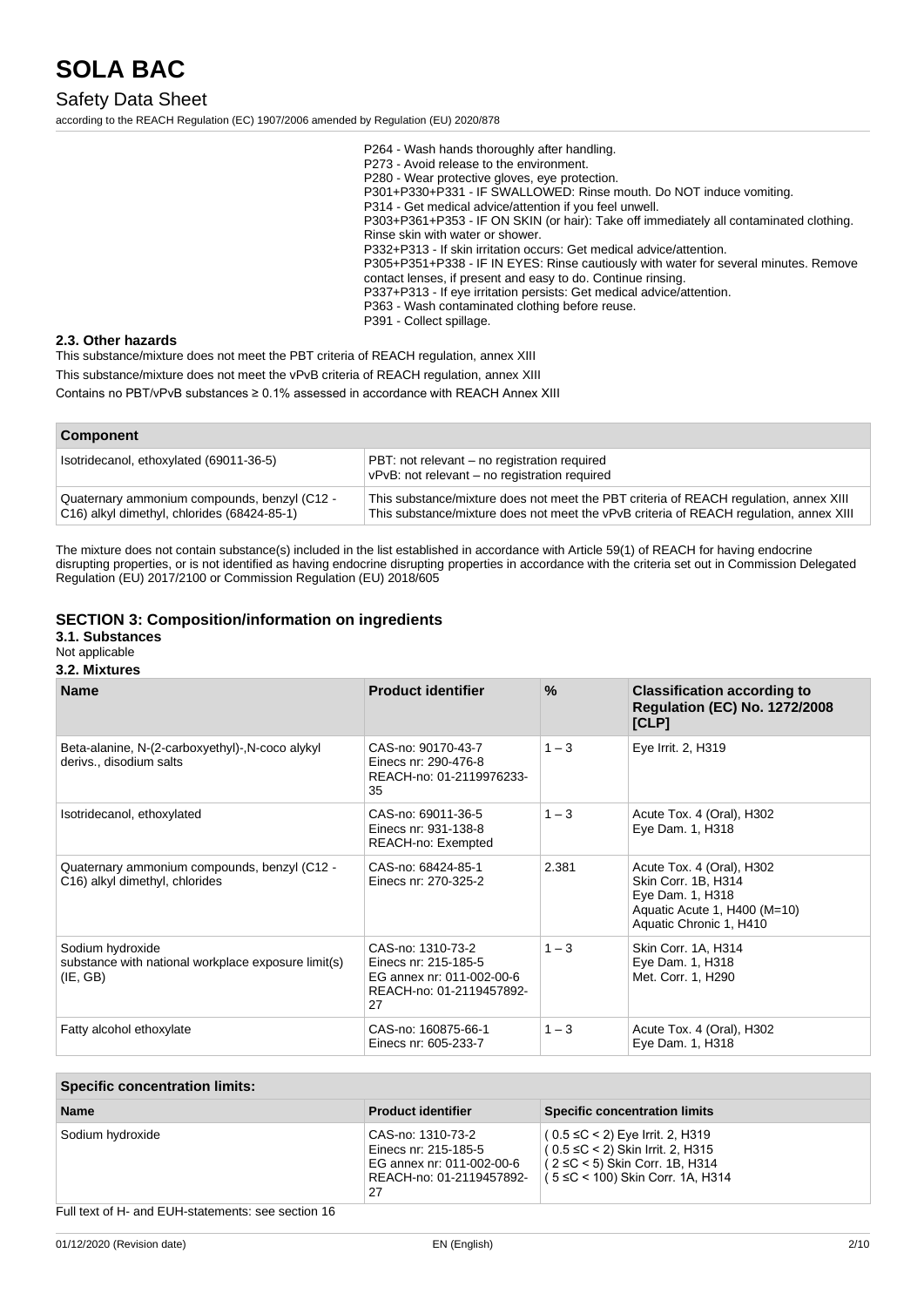P264 - Wash hands thoroughly after handling.
P273 - Avoid release to the environment.
P280 - Wear protective gloves, eye protection.
P301+P330+P331 - IF SWALLOWED: Rinse mouth. Do NOT induce vomiting.
P314 - Get medical advice/attention if you feel unwell.
P303+P361+P353 - IF ON SKIN (or hair): Take off immediately all contaminated clothing. Rinse skin with water or shower.
P332+P313 - If skin irritation occurs: Get medical advice/attention.
P305+P351+P338 - IF IN EYES: Rinse cautiously with water for several minutes. Remove contact lenses, if present and easy to do. Continue rinsing.
P337+P313 - If eye irritation persists: Get medical advice/attention.
P363 - Wash contaminated clothing before reuse.
P391 - Collect spillage.

### 2.3. Other hazards

This substance/mixture does not meet the PBT criteria of REACH regulation, annex XIII

This substance/mixture does not meet the vPvB criteria of REACH regulation, annex XIII

Contains no PBT/vPvB substances ≥ 0.1% assessed in accordance with REACH Annex XIII

| Component | |
|---|---|
| Isotridecanol, ethoxylated (69011-36-5) | PBT: not relevant – no registration required<br>vPvB: not relevant – no registration required |
| Quaternary ammonium compounds, benzyl (C12 - C16) alkyl dimethyl, chlorides (68424-85-1) | This substance/mixture does not meet the PBT criteria of REACH regulation, annex XIII<br>This substance/mixture does not meet the vPvB criteria of REACH regulation, annex XIII |

The mixture does not contain substance(s) included in the list established in accordance with Article 59(1) of REACH for having endocrine disrupting properties, or is not identified as having endocrine disrupting properties in accordance with the criteria set out in Commission Delegated Regulation (EU) 2017/2100 or Commission Regulation (EU) 2018/605

## SECTION 3: Composition/information on ingredients

### 3.1. Substances

Not applicable

### 3.2. Mixtures

| Name | Product identifier | % | Classification according to Regulation (EC) No. 1272/2008 [CLP] |
|---|---|---|---|
| Beta-alanine, N-(2-carboxyethyl)-,N-coco alykyl derivs., disodium salts | CAS-no: 90170-43-7<br>Einecs nr: 290-476-8<br>REACH-no: 01-2119976233-35 | 1 – 3 | Eye Irrit. 2, H319 |
| Isotridecanol, ethoxylated | CAS-no: 69011-36-5<br>Einecs nr: 931-138-8<br>REACH-no: Exempted | 1 – 3 | Acute Tox. 4 (Oral), H302<br>Eye Dam. 1, H318 |
| Quaternary ammonium compounds, benzyl (C12 - C16) alkyl dimethyl, chlorides | CAS-no: 68424-85-1<br>Einecs nr: 270-325-2 | 2.381 | Acute Tox. 4 (Oral), H302<br>Skin Corr. 1B, H314<br>Eye Dam. 1, H318<br>Aquatic Acute 1, H400 (M=10)<br>Aquatic Chronic 1, H410 |
| Sodium hydroxide<br>substance with national workplace exposure limit(s) (IE, GB) | CAS-no: 1310-73-2<br>Einecs nr: 215-185-5<br>EG annex nr: 011-002-00-6<br>REACH-no: 01-2119457892-27 | 1 – 3 | Skin Corr. 1A, H314<br>Eye Dam. 1, H318<br>Met. Corr. 1, H290 |
| Fatty alcohol ethoxylate | CAS-no: 160875-66-1<br>Einecs nr: 605-233-7 | 1 – 3 | Acute Tox. 4 (Oral), H302<br>Eye Dam. 1, H318 |

| Specific concentration limits: | | |
|---|---|---|
| **Name** | **Product identifier** | **Specific concentration limits** |
| Sodium hydroxide | CAS-no: 1310-73-2<br>Einecs nr: 215-185-5<br>EG annex nr: 011-002-00-6<br>REACH-no: 01-2119457892-27 | ( 0.5 ≤C < 2) Eye Irrit. 2, H319<br>( 0.5 ≤C < 2) Skin Irrit. 2, H315<br>( 2 ≤C < 5) Skin Corr. 1B, H314<br>( 5 ≤C < 100) Skin Corr. 1A, H314 |

Full text of H- and EUH-statements: see section 16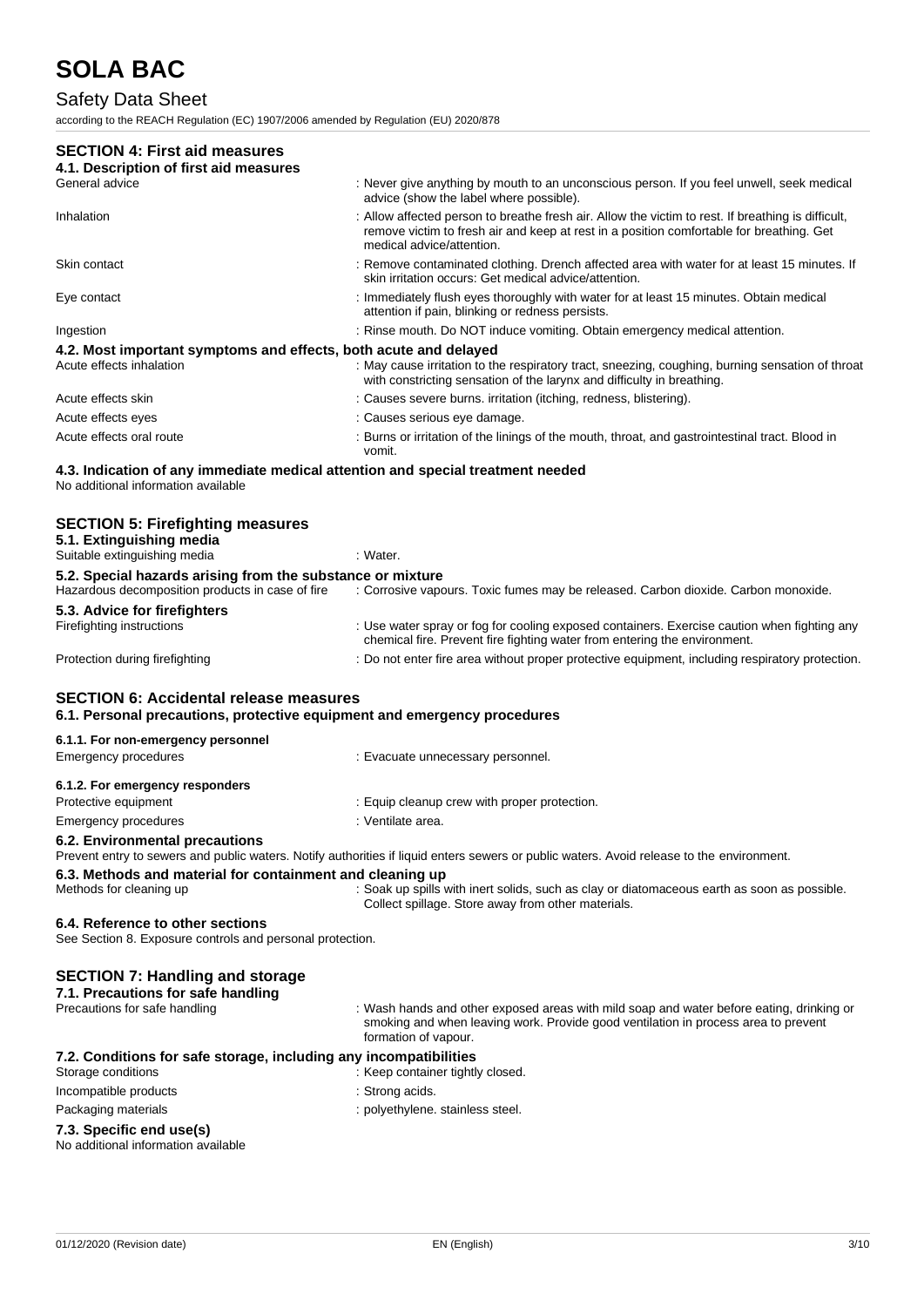## SECTION 4: First aid measures

### 4.1. Description of first aid measures

| | |
|---|---|
| General advice | : Never give anything by mouth to an unconscious person. If you feel unwell, seek medical advice (show the label where possible). |
| Inhalation | : Allow affected person to breathe fresh air. Allow the victim to rest. If breathing is difficult, remove victim to fresh air and keep at rest in a position comfortable for breathing. Get medical advice/attention. |
| Skin contact | : Remove contaminated clothing. Drench affected area with water for at least 15 minutes. If skin irritation occurs: Get medical advice/attention. |
| Eye contact | : Immediately flush eyes thoroughly with water for at least 15 minutes. Obtain medical attention if pain, blinking or redness persists. |
| Ingestion | : Rinse mouth. Do NOT induce vomiting. Obtain emergency medical attention. |

### 4.2. Most important symptoms and effects, both acute and delayed

| | |
|---|---|
| Acute effects inhalation | : May cause irritation to the respiratory tract, sneezing, coughing, burning sensation of throat with constricting sensation of the larynx and difficulty in breathing. |
| Acute effects skin | : Causes severe burns. irritation (itching, redness, blistering). |
| Acute effects eyes | : Causes serious eye damage. |
| Acute effects oral route | : Burns or irritation of the linings of the mouth, throat, and gastrointestinal tract. Blood in vomit. |

### 4.3. Indication of any immediate medical attention and special treatment needed

No additional information available

## SECTION 5: Firefighting measures

### 5.1. Extinguishing media

| | |
|---|---|
| Suitable extinguishing media | : Water. |

### 5.2. Special hazards arising from the substance or mixture

| | |
|---|---|
| Hazardous decomposition products in case of fire | : Corrosive vapours. Toxic fumes may be released. Carbon dioxide. Carbon monoxide. |

### 5.3. Advice for firefighters

| | |
|---|---|
| Firefighting instructions | : Use water spray or fog for cooling exposed containers. Exercise caution when fighting any chemical fire. Prevent fire fighting water from entering the environment. |
| Protection during firefighting | : Do not enter fire area without proper protective equipment, including respiratory protection. |

## SECTION 6: Accidental release measures

### 6.1. Personal precautions, protective equipment and emergency procedures

#### 6.1.1. For non-emergency personnel

| | |
|---|---|
| Emergency procedures | : Evacuate unnecessary personnel. |

#### 6.1.2. For emergency responders

| | |
|---|---|
| Protective equipment | : Equip cleanup crew with proper protection. |
| Emergency procedures | : Ventilate area. |

### 6.2. Environmental precautions

Prevent entry to sewers and public waters. Notify authorities if liquid enters sewers or public waters. Avoid release to the environment.

### 6.3. Methods and material for containment and cleaning up

| | |
|---|---|
| Methods for cleaning up | : Soak up spills with inert solids, such as clay or diatomaceous earth as soon as possible. Collect spillage. Store away from other materials. |

### 6.4. Reference to other sections

See Section 8. Exposure controls and personal protection.

## SECTION 7: Handling and storage

### 7.1. Precautions for safe handling

| | |
|---|---|
| Precautions for safe handling | : Wash hands and other exposed areas with mild soap and water before eating, drinking or smoking and when leaving work. Provide good ventilation in process area to prevent formation of vapour. |

### 7.2. Conditions for safe storage, including any incompatibilities

| | |
|---|---|
| Storage conditions | : Keep container tightly closed. |
| Incompatible products | : Strong acids. |
| Packaging materials | : polyethylene. stainless steel. |

### 7.3. Specific end use(s)

No additional information available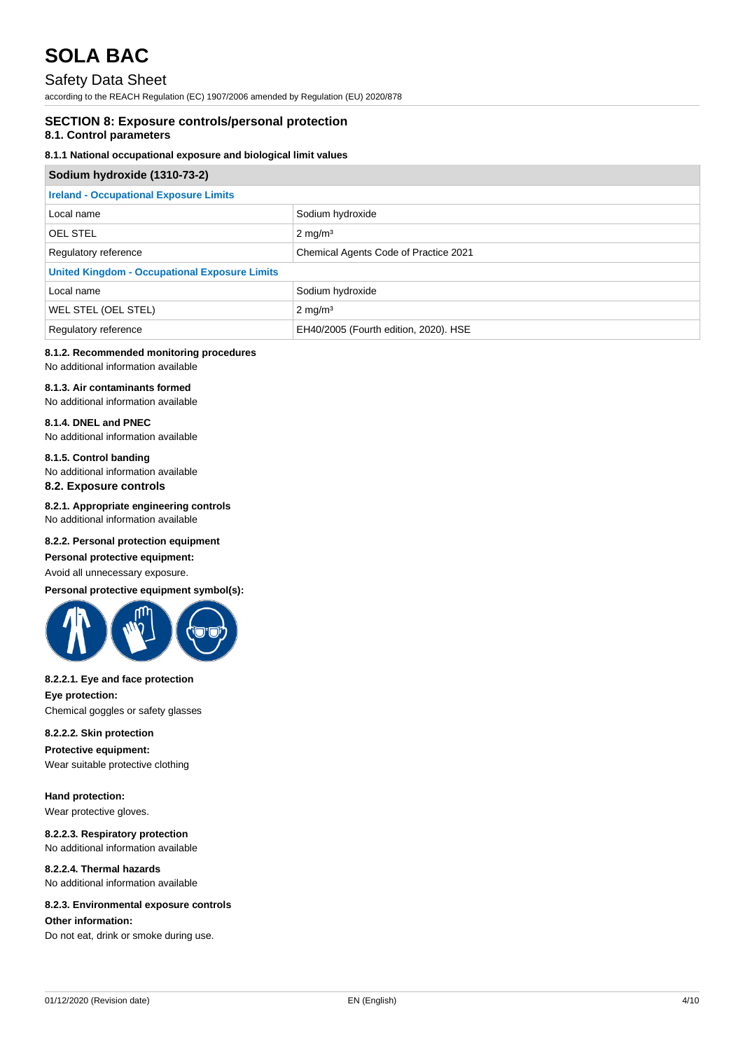# SOLA BAC

Safety Data Sheet

according to the REACH Regulation (EC) 1907/2006 amended by Regulation (EU) 2020/878

## SECTION 8: Exposure controls/personal protection

### 8.1. Control parameters

#### 8.1.1 National occupational exposure and biological limit values

| Sodium hydroxide (1310-73-2) | |
|---|---|
| **Ireland - Occupational Exposure Limits** | |
| Local name | Sodium hydroxide |
| OEL STEL | 2 mg/m³ |
| Regulatory reference | Chemical Agents Code of Practice 2021 |
| **United Kingdom - Occupational Exposure Limits** | |
| Local name | Sodium hydroxide |
| WEL STEL (OEL STEL) | 2 mg/m³ |
| Regulatory reference | EH40/2005 (Fourth edition, 2020). HSE |

#### 8.1.2. Recommended monitoring procedures

No additional information available

#### 8.1.3. Air contaminants formed

No additional information available

#### 8.1.4. DNEL and PNEC

No additional information available

#### 8.1.5. Control banding

No additional information available

### 8.2. Exposure controls

#### 8.2.1. Appropriate engineering controls

No additional information available

#### 8.2.2. Personal protection equipment

**Personal protective equipment:**

Avoid all unnecessary exposure.

**Personal protective equipment symbol(s):**

#### 8.2.2.1. Eye and face protection

**Eye protection:**

Chemical goggles or safety glasses

#### 8.2.2.2. Skin protection

**Protective equipment:**

Wear suitable protective clothing

**Hand protection:**

Wear protective gloves.

#### 8.2.2.3. Respiratory protection

No additional information available

#### 8.2.2.4. Thermal hazards

No additional information available

#### 8.2.3. Environmental exposure controls

**Other information:**

Do not eat, drink or smoke during use.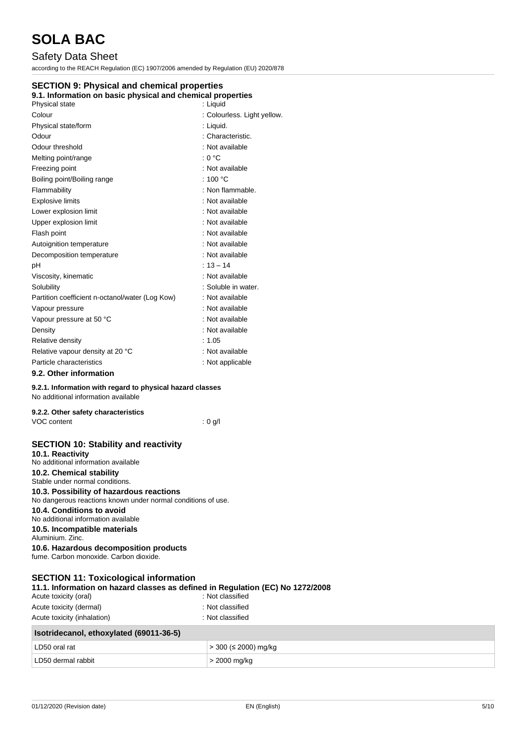# SOLA BAC

## Safety Data Sheet

according to the REACH Regulation (EC) 1907/2006 amended by Regulation (EU) 2020/878

## SECTION 9: Physical and chemical properties

### 9.1. Information on basic physical and chemical properties

| | |
|---|---|
| Physical state | : Liquid |
| Colour | : Colourless. Light yellow. |
| Physical state/form | : Liquid. |
| Odour | : Characteristic. |
| Odour threshold | : Not available |
| Melting point/range | : 0 °C |
| Freezing point | : Not available |
| Boiling point/Boiling range | : 100 °C |
| Flammability | : Non flammable. |
| Explosive limits | : Not available |
| Lower explosion limit | : Not available |
| Upper explosion limit | : Not available |
| Flash point | : Not available |
| Autoignition temperature | : Not available |
| Decomposition temperature | : Not available |
| pH | : 13 – 14 |
| Viscosity, kinematic | : Not available |
| Solubility | : Soluble in water. |
| Partition coefficient n-octanol/water (Log Kow) | : Not available |
| Vapour pressure | : Not available |
| Vapour pressure at 50 °C | : Not available |
| Density | : Not available |
| Relative density | : 1.05 |
| Relative vapour density at 20 °C | : Not available |
| Particle characteristics | : Not applicable |

### 9.2. Other information

**9.2.1. Information with regard to physical hazard classes**

No additional information available

**9.2.2. Other safety characteristics**

| | |
|---|---|
| VOC content | : 0 g/l |

## SECTION 10: Stability and reactivity

**10.1. Reactivity**

No additional information available

**10.2. Chemical stability**

Stable under normal conditions.

**10.3. Possibility of hazardous reactions**

No dangerous reactions known under normal conditions of use.

**10.4. Conditions to avoid**

No additional information available

**10.5. Incompatible materials**

Aluminium. Zinc.

**10.6. Hazardous decomposition products**

fume. Carbon monoxide. Carbon dioxide.

## SECTION 11: Toxicological information

### 11.1. Information on hazard classes as defined in Regulation (EC) No 1272/2008

| | |
|---|---|
| Acute toxicity (oral) | : Not classified |
| Acute toxicity (dermal) | : Not classified |
| Acute toxicity (inhalation) | : Not classified |

| Isotridecanol, ethoxylated (69011-36-5) | |
|---|---|
| LD50 oral rat | > 300 (≤ 2000) mg/kg |
| LD50 dermal rabbit | > 2000 mg/kg |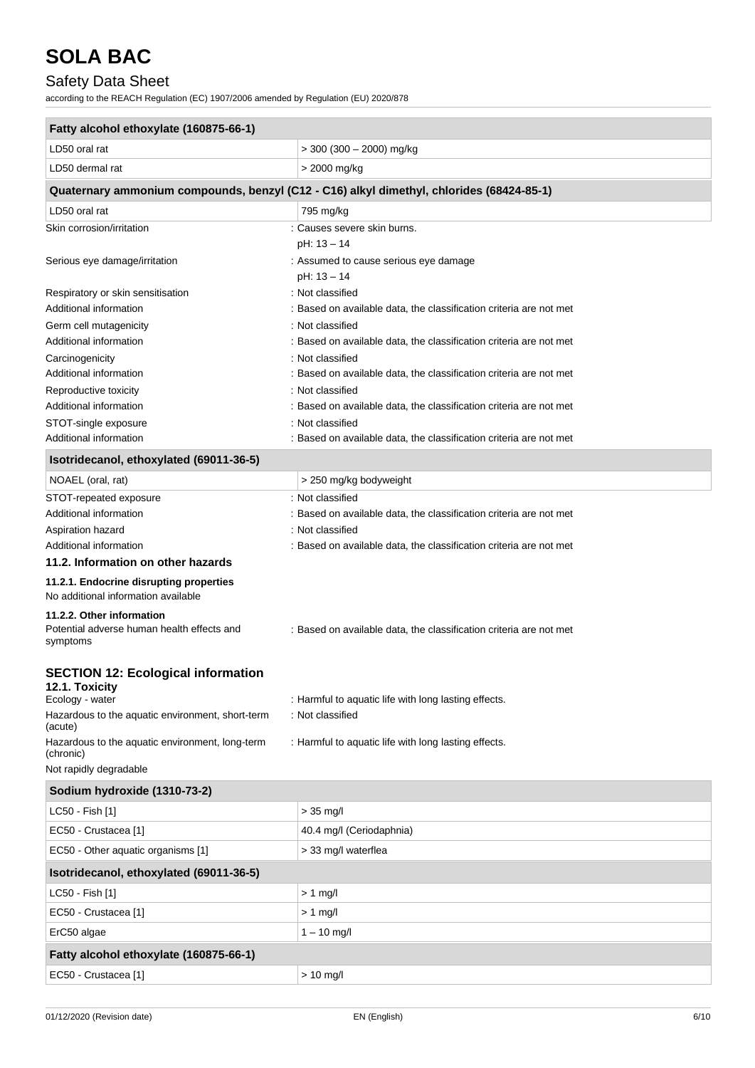| Fatty alcohol ethoxylate (160875-66-1) | |
|---|---|
| LD50 oral rat | > 300 (300 – 2000) mg/kg |
| LD50 dermal rat | > 2000 mg/kg |

| Quaternary ammonium compounds, benzyl (C12 - C16) alkyl dimethyl, chlorides (68424-85-1) | |
|---|---|
| LD50 oral rat | 795 mg/kg |

Skin corrosion/irritation : Causes severe skin burns.
pH: 13 – 14

Serious eye damage/irritation : Assumed to cause serious eye damage
pH: 13 – 14

Respiratory or skin sensitisation : Not classified

Additional information : Based on available data, the classification criteria are not met

Germ cell mutagenicity : Not classified

Additional information : Based on available data, the classification criteria are not met

Carcinogenicity : Not classified

Additional information : Based on available data, the classification criteria are not met

Reproductive toxicity : Not classified

Additional information : Based on available data, the classification criteria are not met

STOT-single exposure : Not classified

Additional information : Based on available data, the classification criteria are not met

| Isotridecanol, ethoxylated (69011-36-5) | |
|---|---|
| NOAEL (oral, rat) | > 250 mg/kg bodyweight |

STOT-repeated exposure : Not classified

Additional information : Based on available data, the classification criteria are not met

Aspiration hazard : Not classified

Additional information : Based on available data, the classification criteria are not met

### 11.2. Information on other hazards

#### 11.2.1. Endocrine disrupting properties

No additional information available

#### 11.2.2. Other information

Potential adverse human health effects and symptoms : Based on available data, the classification criteria are not met

## SECTION 12: Ecological information

### 12.1. Toxicity

Ecology - water : Harmful to aquatic life with long lasting effects.

Hazardous to the aquatic environment, short-term (acute) : Not classified

Hazardous to the aquatic environment, long-term (chronic) : Harmful to aquatic life with long lasting effects.

Not rapidly degradable

| Sodium hydroxide (1310-73-2) | |
|---|---|
| LC50 - Fish [1] | > 35 mg/l |
| EC50 - Crustacea [1] | 40.4 mg/l (Ceriodaphnia) |
| EC50 - Other aquatic organisms [1] | > 33 mg/l waterflea |

| Isotridecanol, ethoxylated (69011-36-5) | |
|---|---|
| LC50 - Fish [1] | > 1 mg/l |
| EC50 - Crustacea [1] | > 1 mg/l |
| ErC50 algae | 1 – 10 mg/l |

| Fatty alcohol ethoxylate (160875-66-1) | |
|---|---|
| EC50 - Crustacea [1] | > 10 mg/l |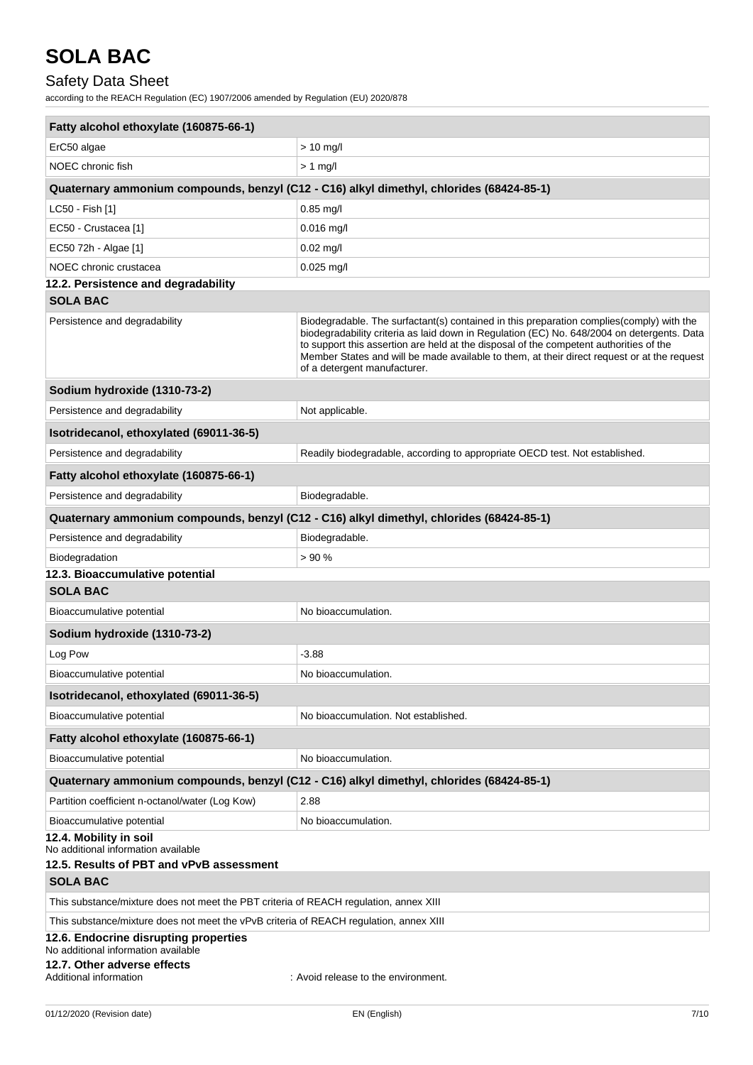| Fatty alcohol ethoxylate (160875-66-1) | |
|---|---|
| ErC50 algae | > 10 mg/l |
| NOEC chronic fish | > 1 mg/l |

| Quaternary ammonium compounds, benzyl (C12 - C16) alkyl dimethyl, chlorides (68424-85-1) | |
|---|---|
| LC50 - Fish [1] | 0.85 mg/l |
| EC50 - Crustacea [1] | 0.016 mg/l |
| EC50 72h - Algae [1] | 0.02 mg/l |
| NOEC chronic crustacea | 0.025 mg/l |

### 12.2. Persistence and degradability

| SOLA BAC | |
|---|---|
| Persistence and degradability | Biodegradable. The surfactant(s) contained in this preparation complies(comply) with the biodegradability criteria as laid down in Regulation (EC) No. 648/2004 on detergents. Data to support this assertion are held at the disposal of the competent authorities of the Member States and will be made available to them, at their direct request or at the request of a detergent manufacturer. |

| Sodium hydroxide (1310-73-2) | |
|---|---|
| Persistence and degradability | Not applicable. |

| Isotridecanol, ethoxylated (69011-36-5) | |
|---|---|
| Persistence and degradability | Readily biodegradable, according to appropriate OECD test. Not established. |

| Fatty alcohol ethoxylate (160875-66-1) | |
|---|---|
| Persistence and degradability | Biodegradable. |

| Quaternary ammonium compounds, benzyl (C12 - C16) alkyl dimethyl, chlorides (68424-85-1) | |
|---|---|
| Persistence and degradability | Biodegradable. |
| Biodegradation | > 90 % |

### 12.3. Bioaccumulative potential

| SOLA BAC | |
|---|---|
| Bioaccumulative potential | No bioaccumulation. |

| Sodium hydroxide (1310-73-2) | |
|---|---|
| Log Pow | -3.88 |
| Bioaccumulative potential | No bioaccumulation. |

| Isotridecanol, ethoxylated (69011-36-5) | |
|---|---|
| Bioaccumulative potential | No bioaccumulation. Not established. |

| Fatty alcohol ethoxylate (160875-66-1) | |
|---|---|
| Bioaccumulative potential | No bioaccumulation. |

| Quaternary ammonium compounds, benzyl (C12 - C16) alkyl dimethyl, chlorides (68424-85-1) | |
|---|---|
| Partition coefficient n-octanol/water (Log Kow) | 2.88 |
| Bioaccumulative potential | No bioaccumulation. |

### 12.4. Mobility in soil

No additional information available

### 12.5. Results of PBT and vPvB assessment

| SOLA BAC |
|---|
| This substance/mixture does not meet the PBT criteria of REACH regulation, annex XIII |
| This substance/mixture does not meet the vPvB criteria of REACH regulation, annex XIII |

### 12.6. Endocrine disrupting properties

No additional information available

### 12.7. Other adverse effects

Additional information : Avoid release to the environment.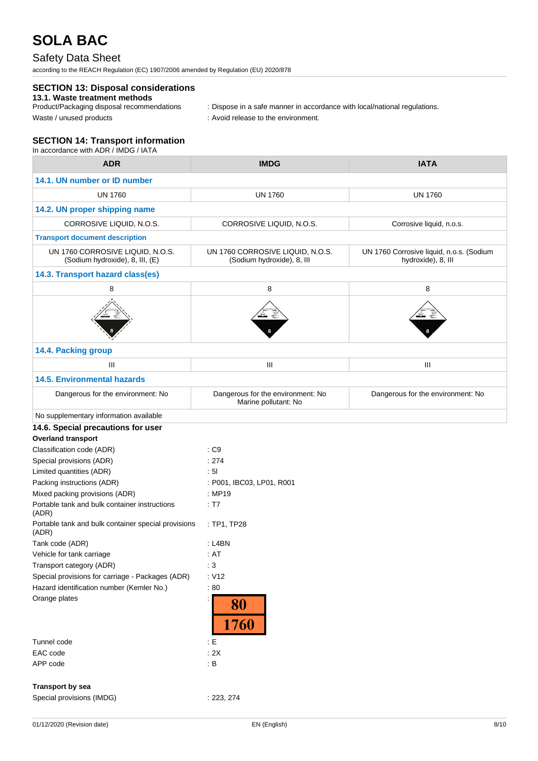## SECTION 13: Disposal considerations

### 13.1. Waste treatment methods

Product/Packaging disposal recommendations : Dispose in a safe manner in accordance with local/national regulations.

Waste / unused products : Avoid release to the environment.

## SECTION 14: Transport information

In accordance with ADR / IMDG / IATA

| ADR | IMDG | IATA |
|---|---|---|
| **14.1. UN number or ID number** | | |
| UN 1760 | UN 1760 | UN 1760 |
| **14.2. UN proper shipping name** | | |
| CORROSIVE LIQUID, N.O.S. | CORROSIVE LIQUID, N.O.S. | Corrosive liquid, n.o.s. |
| **Transport document description** | | |
| UN 1760 CORROSIVE LIQUID, N.O.S. (Sodium hydroxide), 8, III, (E) | UN 1760 CORROSIVE LIQUID, N.O.S. (Sodium hydroxide), 8, III | UN 1760 Corrosive liquid, n.o.s. (Sodium hydroxide), 8, III |
| **14.3. Transport hazard class(es)** | | |
| 8 | 8 | 8 |
| **14.4. Packing group** | | |
| III | III | III |
| **14.5. Environmental hazards** | | |
| Dangerous for the environment: No | Dangerous for the environment: No<br>Marine pollutant: No | Dangerous for the environment: No |
| No supplementary information available | | |

### 14.6. Special precautions for user

**Overland transport**

Classification code (ADR) : C9

Special provisions (ADR) : 274

Limited quantities (ADR) : 5l

Packing instructions (ADR) : P001, IBC03, LP01, R001

Mixed packing provisions (ADR) : MP19

Portable tank and bulk container instructions (ADR) : T7

Portable tank and bulk container special provisions (ADR) : TP1, TP28

Tank code (ADR) : L4BN

Vehicle for tank carriage : AT

Transport category (ADR) : 3

Special provisions for carriage - Packages (ADR) : V12

Hazard identification number (Kemler No.) : 80

Orange plates : 80 / 1760

Tunnel code : E

EAC code : 2X

APP code : B

**Transport by sea**

Special provisions (IMDG) : 223, 274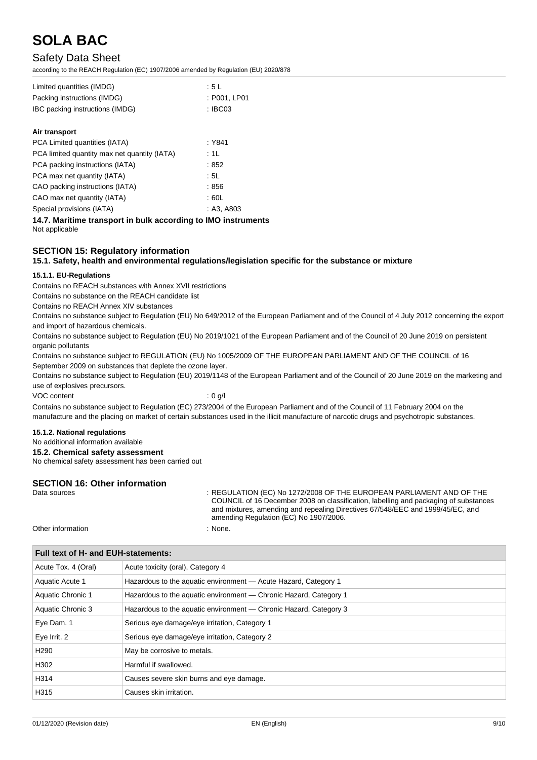| | |
|---|---|
| Limited quantities (IMDG) | : 5 L |
| Packing instructions (IMDG) | : P001, LP01 |
| IBC packing instructions (IMDG) | : IBC03 |

**Air transport**

| | |
|---|---|
| PCA Limited quantities (IATA) | : Y841 |
| PCA limited quantity max net quantity (IATA) | : 1L |
| PCA packing instructions (IATA) | : 852 |
| PCA max net quantity (IATA) | : 5L |
| CAO packing instructions (IATA) | : 856 |
| CAO max net quantity (IATA) | : 60L |
| Special provisions (IATA) | : A3, A803 |

### 14.7. Maritime transport in bulk according to IMO instruments

Not applicable

## SECTION 15: Regulatory information

### 15.1. Safety, health and environmental regulations/legislation specific for the substance or mixture

#### 15.1.1. EU-Regulations

Contains no REACH substances with Annex XVII restrictions

Contains no substance on the REACH candidate list

Contains no REACH Annex XIV substances

Contains no substance subject to Regulation (EU) No 649/2012 of the European Parliament and of the Council of 4 July 2012 concerning the export and import of hazardous chemicals.

Contains no substance subject to Regulation (EU) No 2019/1021 of the European Parliament and of the Council of 20 June 2019 on persistent organic pollutants

Contains no substance subject to REGULATION (EU) No 1005/2009 OF THE EUROPEAN PARLIAMENT AND OF THE COUNCIL of 16 September 2009 on substances that deplete the ozone layer.

Contains no substance subject to Regulation (EU) 2019/1148 of the European Parliament and of the Council of 20 June 2019 on the marketing and use of explosives precursors.

VOC content : 0 g/l

Contains no substance subject to Regulation (EC) 273/2004 of the European Parliament and of the Council of 11 February 2004 on the manufacture and the placing on market of certain substances used in the illicit manufacture of narcotic drugs and psychotropic substances.

#### 15.1.2. National regulations

No additional information available

### 15.2. Chemical safety assessment

No chemical safety assessment has been carried out

## SECTION 16: Other information

| | |
|---|---|
| Data sources | : REGULATION (EC) No 1272/2008 OF THE EUROPEAN PARLIAMENT AND OF THE COUNCIL of 16 December 2008 on classification, labelling and packaging of substances and mixtures, amending and repealing Directives 67/548/EEC and 1999/45/EC, and amending Regulation (EC) No 1907/2006. |
| Other information | : None. |

| Full text of H- and EUH-statements: | |
|---|---|
| Acute Tox. 4 (Oral) | Acute toxicity (oral), Category 4 |
| Aquatic Acute 1 | Hazardous to the aquatic environment — Acute Hazard, Category 1 |
| Aquatic Chronic 1 | Hazardous to the aquatic environment — Chronic Hazard, Category 1 |
| Aquatic Chronic 3 | Hazardous to the aquatic environment — Chronic Hazard, Category 3 |
| Eye Dam. 1 | Serious eye damage/eye irritation, Category 1 |
| Eye Irrit. 2 | Serious eye damage/eye irritation, Category 2 |
| H290 | May be corrosive to metals. |
| H302 | Harmful if swallowed. |
| H314 | Causes severe skin burns and eye damage. |
| H315 | Causes skin irritation. |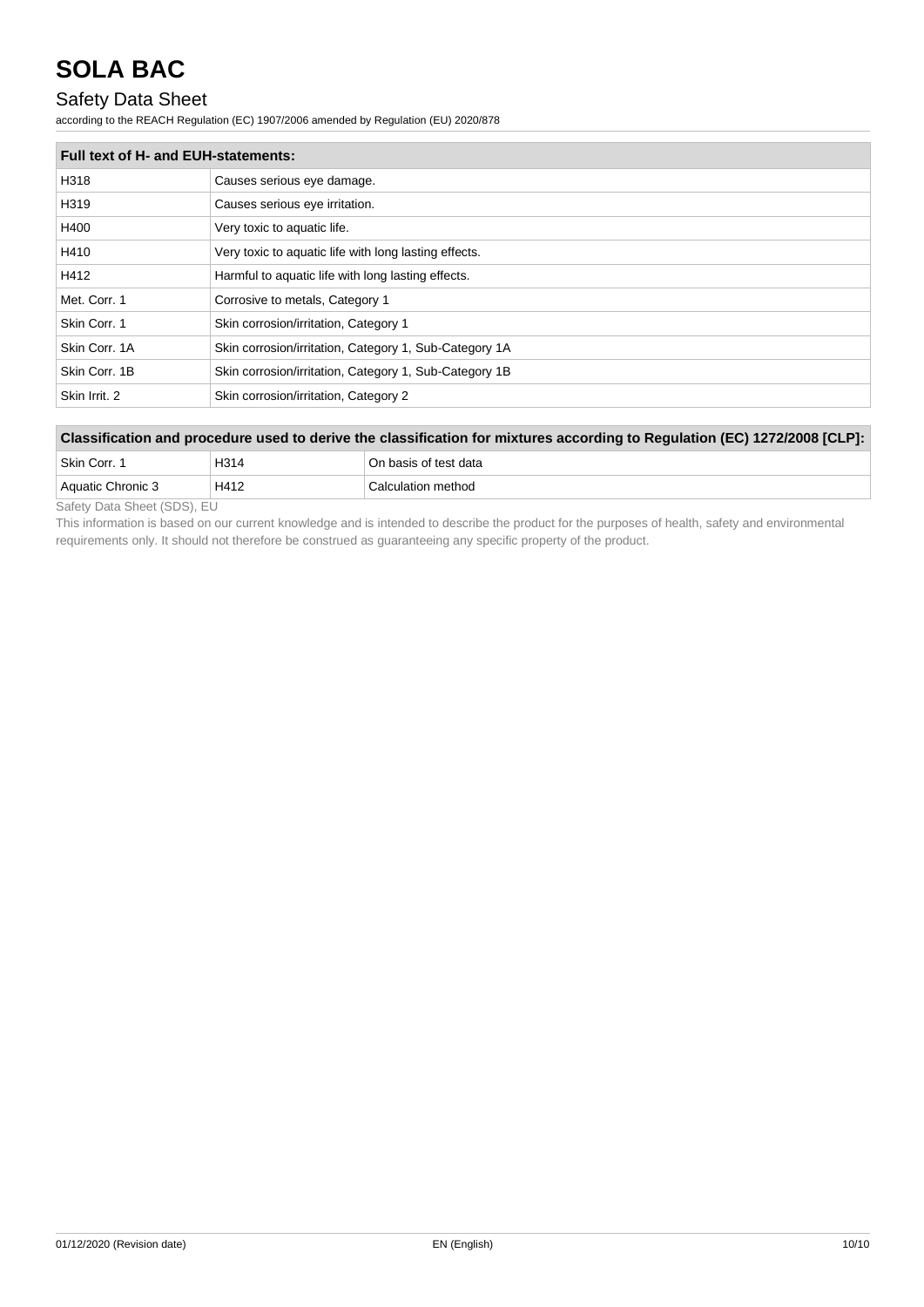| Full text of H- and EUH-statements: | |
|---|---|
| H318 | Causes serious eye damage. |
| H319 | Causes serious eye irritation. |
| H400 | Very toxic to aquatic life. |
| H410 | Very toxic to aquatic life with long lasting effects. |
| H412 | Harmful to aquatic life with long lasting effects. |
| Met. Corr. 1 | Corrosive to metals, Category 1 |
| Skin Corr. 1 | Skin corrosion/irritation, Category 1 |
| Skin Corr. 1A | Skin corrosion/irritation, Category 1, Sub-Category 1A |
| Skin Corr. 1B | Skin corrosion/irritation, Category 1, Sub-Category 1B |
| Skin Irrit. 2 | Skin corrosion/irritation, Category 2 |

| Classification and procedure used to derive the classification for mixtures according to Regulation (EC) 1272/2008 [CLP]: | | |
|---|---|---|
| Skin Corr. 1 | H314 | On basis of test data |
| Aquatic Chronic 3 | H412 | Calculation method |

Safety Data Sheet (SDS), EU

This information is based on our current knowledge and is intended to describe the product for the purposes of health, safety and environmental requirements only. It should not therefore be construed as guaranteeing any specific property of the product.